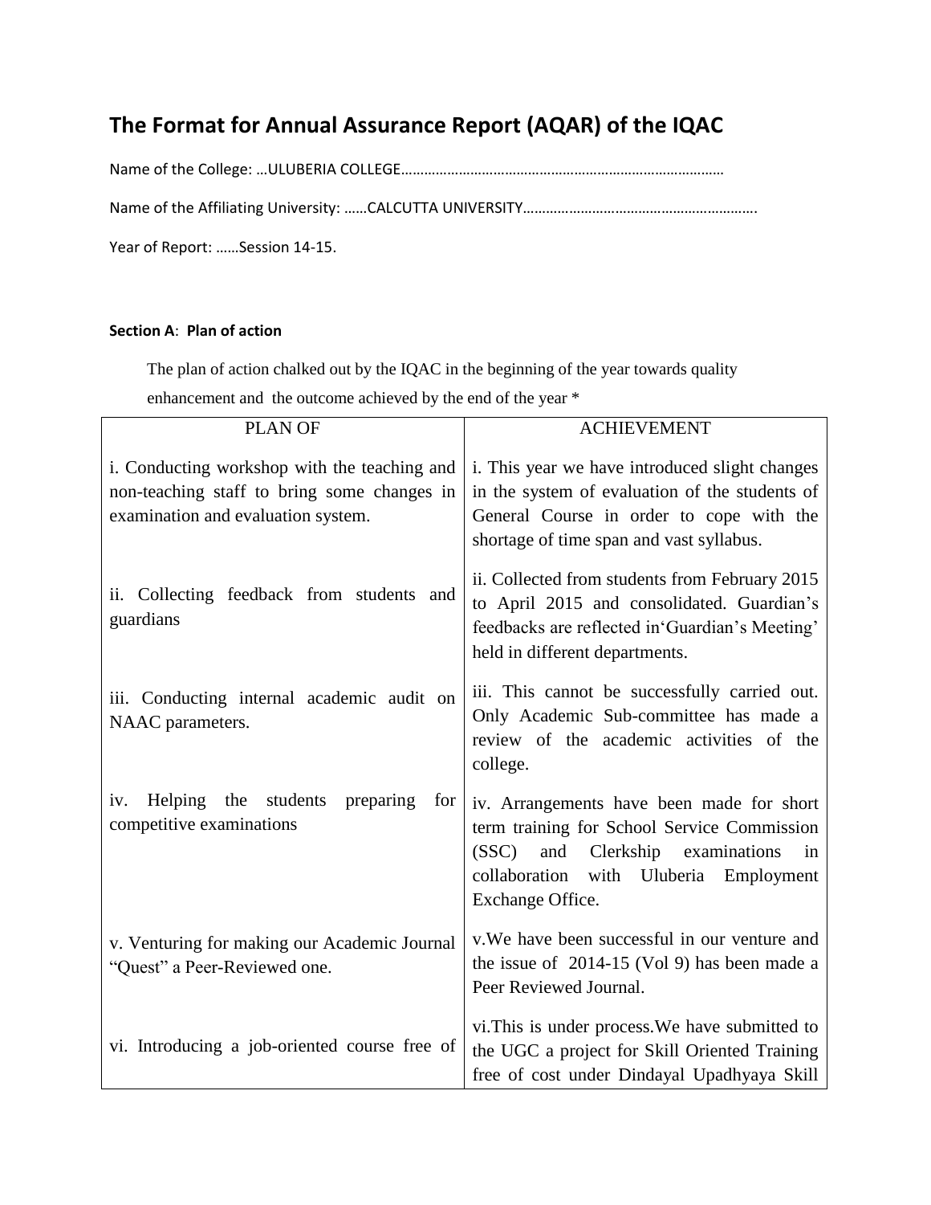# The Format for Annual Assurance Report (AQAR) of the IQAC

Name of the College: …ULUBERIA COLLEGE…………………………………………………………………………

Name of the Affiliating University: ……CALCUTTA UNIVERSITY…………………………………………………….

Year of Report: ……Session 14-15.

**Section A**: **Plan of action**

The plan of action chalked out by the IQAC in the beginning of the year towards quality enhancement and the outcome achieved by the end of the year *

| PLAN OF | ACHIEVEMENT |
|---|---|
| i. Conducting workshop with the teaching and non-teaching staff to bring some changes in examination and evaluation system. | i. This year we have introduced slight changes in the system of evaluation of the students of General Course in order to cope with the shortage of time span and vast syllabus. |
| ii. Collecting feedback from students and guardians | ii. Collected from students from February 2015 to April 2015 and consolidated. Guardian's feedbacks are reflected in'Guardian's Meeting' held in different departments. |
| iii. Conducting internal academic audit on NAAC parameters. | iii. This cannot be successfully carried out. Only Academic Sub-committee has made a review of the academic activities of the college. |
| iv. Helping the students preparing for competitive examinations | iv. Arrangements have been made for short term training for School Service Commission (SSC) and Clerkship examinations in collaboration with Uluberia Employment Exchange Office. |
| v. Venturing for making our Academic Journal "Quest" a Peer-Reviewed one. | v.We have been successful in our venture and the issue of 2014-15 (Vol 9) has been made a Peer Reviewed Journal. |
| vi. Introducing a job-oriented course free of | vi.This is under process.We have submitted to the UGC a project for Skill Oriented Training free of cost under Dindayal Upadhyaya Skill |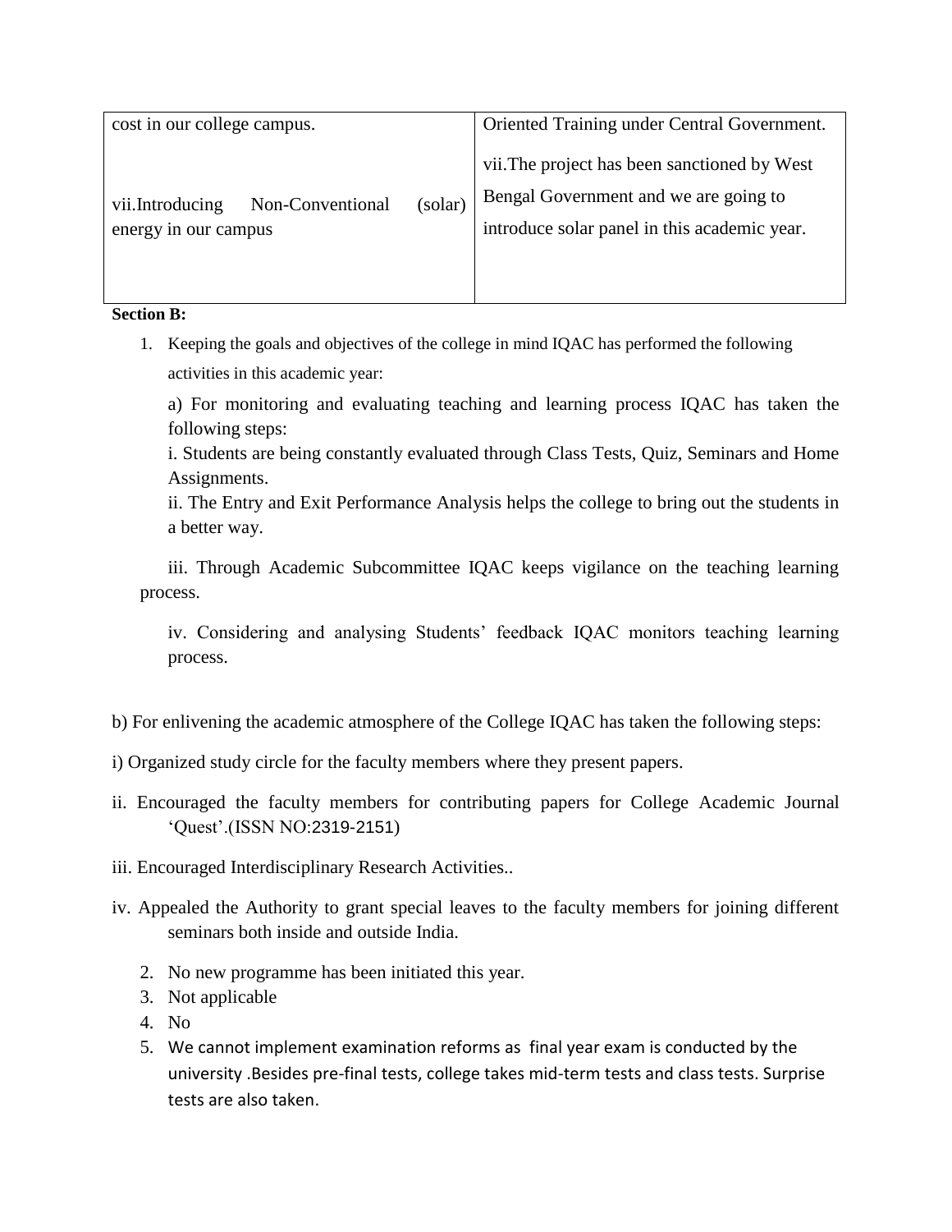| cost in our college campus. <br><br> vii.Introducing Non-Conventional (solar) energy in our campus | Oriented Training under Central Government. <br><br> vii.The project has been sanctioned by West Bengal Government and we are going to introduce solar panel in this academic year. |
|---|---|

**Section B:**

1. Keeping the goals and objectives of the college in mind IQAC has performed the following activities in this academic year:

   a) For monitoring and evaluating teaching and learning process IQAC has taken the following steps:

   i. Students are being constantly evaluated through Class Tests, Quiz, Seminars and Home Assignments.

   ii. The Entry and Exit Performance Analysis helps the college to bring out the students in a better way.

   iii. Through Academic Subcommittee IQAC keeps vigilance on the teaching learning process.

   iv. Considering and analysing Students' feedback IQAC monitors teaching learning process.

b) For enlivening the academic atmosphere of the College IQAC has taken the following steps:

i) Organized study circle for the faculty members where they present papers.

ii. Encouraged the faculty members for contributing papers for College Academic Journal 'Quest'.(ISSN NO:2319-2151)

iii. Encouraged Interdisciplinary Research Activities..

iv. Appealed the Authority to grant special leaves to the faculty members for joining different seminars both inside and outside India.

2. No new programme has been initiated this year.
3. Not applicable
4. No
5. We cannot implement examination reforms as final year exam is conducted by the university .Besides pre-final tests, college takes mid-term tests and class tests. Surprise tests are also taken.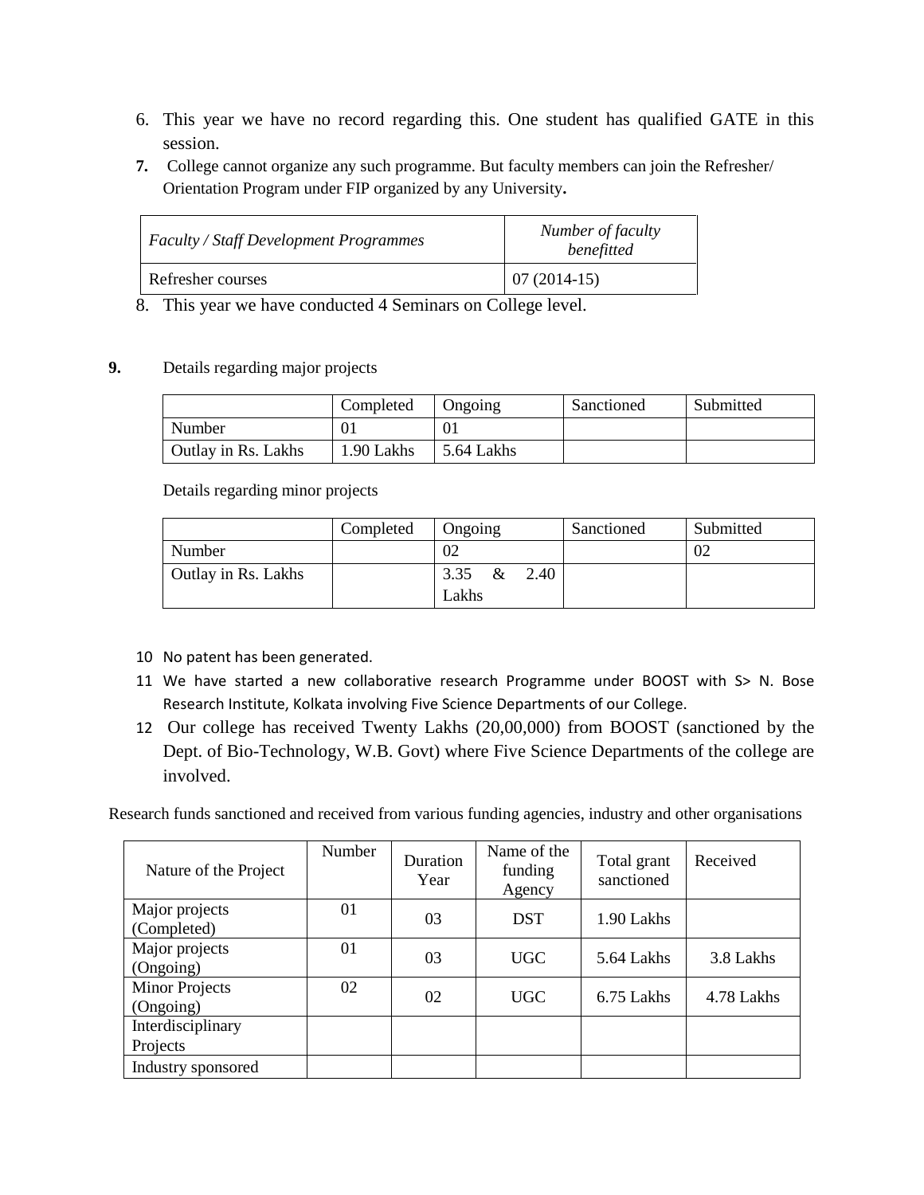6. This year we have no record regarding this. One student has qualified GATE in this session.
7. College cannot organize any such programme. But faculty members can join the Refresher/ Orientation Program under FIP organized by any University**.**

| *Faculty / Staff Development Programmes* | *Number of faculty benefitted* |
|---|---|
| Refresher courses | 07 (2014-15) |

8. This year we have conducted 4 Seminars on College level.

**9.** Details regarding major projects

| | Completed | Ongoing | Sanctioned | Submitted |
|---|---|---|---|---|
| Number | 01 | 01 | | |
| Outlay in Rs. Lakhs | 1.90 Lakhs | 5.64 Lakhs | | |

Details regarding minor projects

| | Completed | Ongoing | Sanctioned | Submitted |
|---|---|---|---|---|
| Number | | 02 | | 02 |
| Outlay in Rs. Lakhs | | 3.35 & 2.40 Lakhs | | |

10 No patent has been generated.

11 We have started a new collaborative research Programme under BOOST with S> N. Bose Research Institute, Kolkata involving Five Science Departments of our College.

12 Our college has received Twenty Lakhs (20,00,000) from BOOST (sanctioned by the Dept. of Bio-Technology, W.B. Govt) where Five Science Departments of the college are involved.

Research funds sanctioned and received from various funding agencies, industry and other organisations

| Nature of the Project | Number | Duration Year | Name of the funding Agency | Total grant sanctioned | Received |
|---|---|---|---|---|---|
| Major projects (Completed) | 01 | 03 | DST | 1.90 Lakhs | |
| Major projects (Ongoing) | 01 | 03 | UGC | 5.64 Lakhs | 3.8 Lakhs |
| Minor Projects (Ongoing) | 02 | 02 | UGC | 6.75 Lakhs | 4.78 Lakhs |
| Interdisciplinary Projects | | | | | |
| Industry sponsored | | | | | |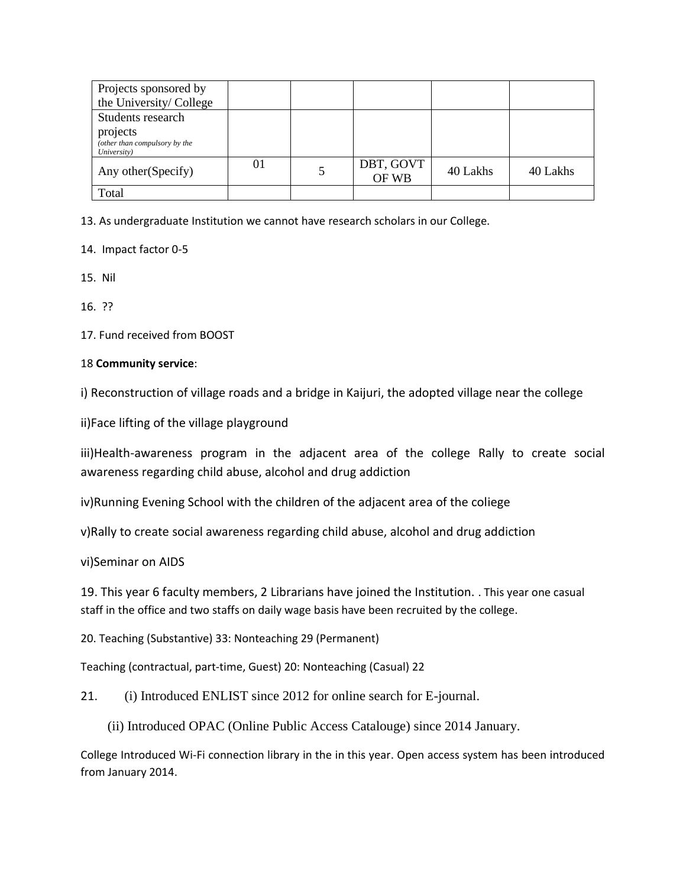| Projects sponsored by the University/ College | | | | | |
|---|---|---|---|---|---|
| Students research projects *(other than compulsory by the University)* | | | | | |
| Any other(Specify) | 01 | 5 | DBT, GOVT OF WB | 40 Lakhs | 40 Lakhs |
| Total | | | | | |

13. As undergraduate Institution we cannot have research scholars in our College.

14. Impact factor 0-5

15. Nil

16. ??

17. Fund received from BOOST

18 **Community service**:

i) Reconstruction of village roads and a bridge in Kaijuri, the adopted village near the college

ii)Face lifting of the village playground

iii)Health-awareness program in the adjacent area of the college Rally to create social awareness regarding child abuse, alcohol and drug addiction

iv)Running Evening School with the children of the adjacent area of the coliege

v)Rally to create social awareness regarding child abuse, alcohol and drug addiction

vi)Seminar on AIDS

19. This year 6 faculty members, 2 Librarians have joined the Institution. . This year one casual staff in the office and two staffs on daily wage basis have been recruited by the college.

20. Teaching (Substantive) 33: Nonteaching 29 (Permanent)

Teaching (contractual, part-time, Guest) 20: Nonteaching (Casual) 22

21. (i) Introduced ENLIST since 2012 for online search for E-journal.

(ii) Introduced OPAC (Online Public Access Catalouge) since 2014 January.

College Introduced Wi-Fi connection library in the in this year. Open access system has been introduced from January 2014.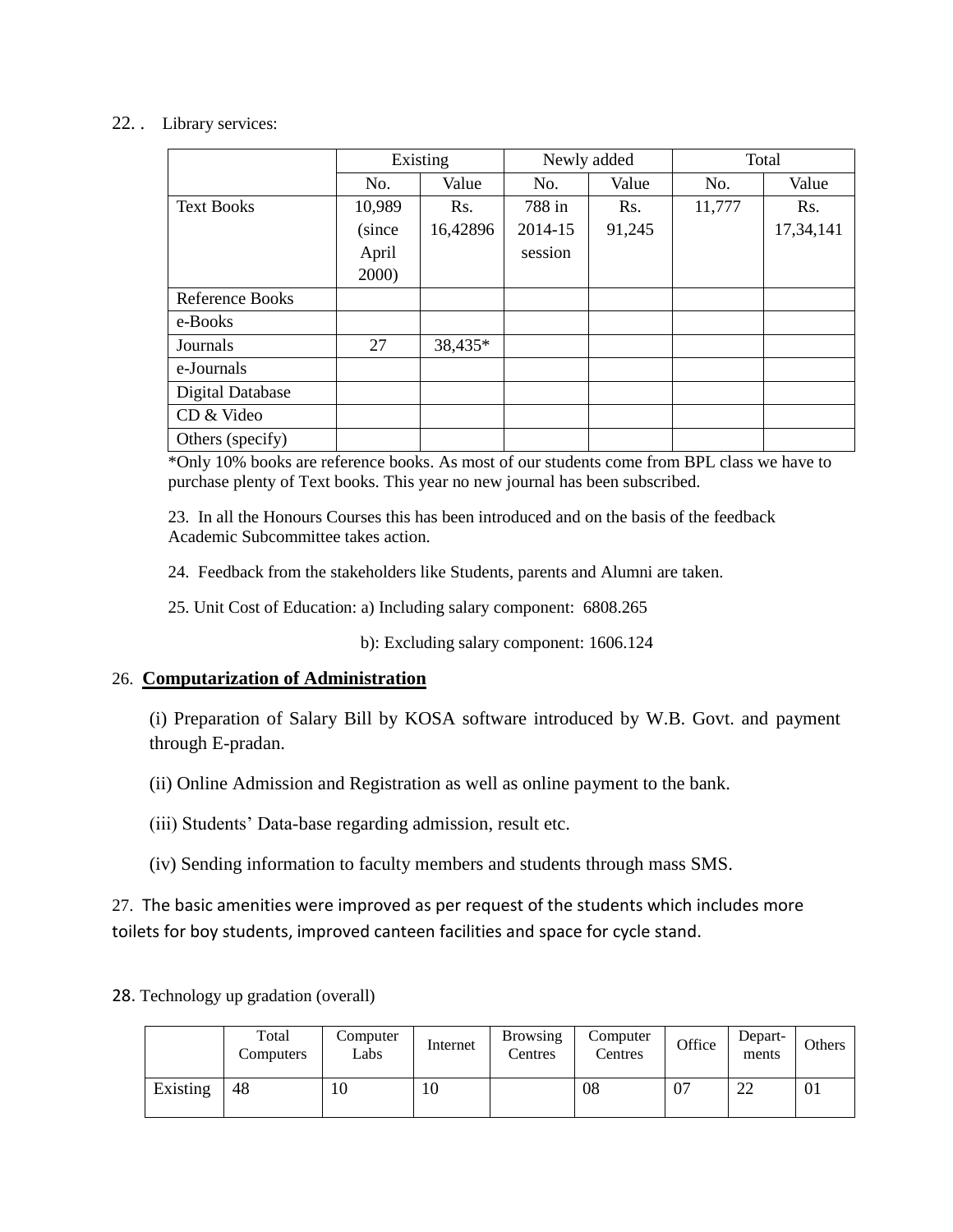22. . Library services:

| | Existing | | Newly added | | Total | |
|---|---|---|---|---|---|---|
| | No. | Value | No. | Value | No. | Value |
| Text Books | 10,989 (since April 2000) | Rs. 16,42896 | 788 in 2014-15 session | Rs. 91,245 | 11,777 | Rs. 17,34,141 |
| Reference Books | | | | | | |
| e-Books | | | | | | |
| Journals | 27 | 38,435* | | | | |
| e-Journals | | | | | | |
| Digital Database | | | | | | |
| CD & Video | | | | | | |
| Others (specify) | | | | | | |

*Only 10% books are reference books. As most of our students come from BPL class we have to purchase plenty of Text books. This year no new journal has been subscribed.

23. In all the Honours Courses this has been introduced and on the basis of the feedback Academic Subcommittee takes action.

24. Feedback from the stakeholders like Students, parents and Alumni are taken.

25. Unit Cost of Education: a) Including salary component: 6808.265

b): Excluding salary component: 1606.124

26. **Computarization of Administration**

(i) Preparation of Salary Bill by KOSA software introduced by W.B. Govt. and payment through E-pradan.

(ii) Online Admission and Registration as well as online payment to the bank.

(iii) Students' Data-base regarding admission, result etc.

(iv) Sending information to faculty members and students through mass SMS.

27. The basic amenities were improved as per request of the students which includes more toilets for boy students, improved canteen facilities and space for cycle stand.

28. Technology up gradation (overall)

| | Total Computers | Computer Labs | Internet | Browsing Centres | Computer Centres | Office | Depart-ments | Others |
|---|---|---|---|---|---|---|---|---|
| Existing | 48 | 10 | 10 | | 08 | 07 | 22 | 01 |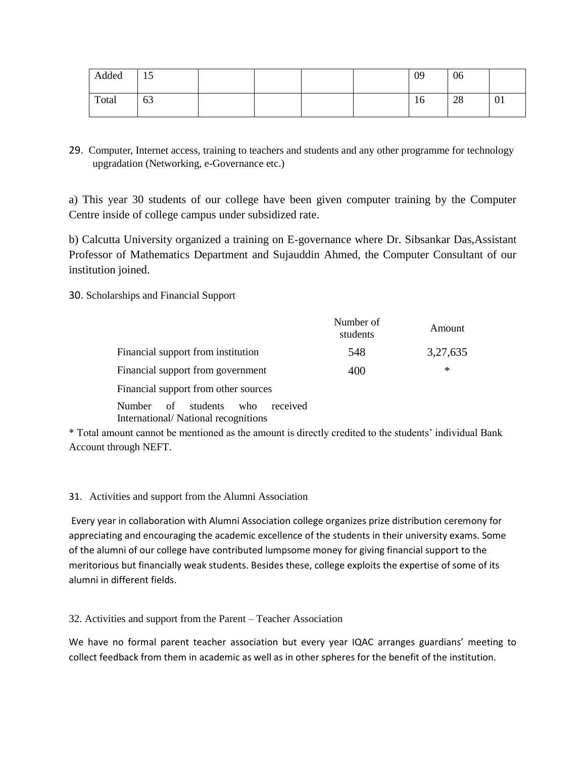| Added | 15 | | | | | 09 | 06 | |
|---|---|---|---|---|---|---|---|---|
| Total | 63 | | | | | 16 | 28 | 01 |

29. Computer, Internet access, training to teachers and students and any other programme for technology upgradation (Networking, e-Governance etc.)

a) This year 30 students of our college have been given computer training by the Computer Centre inside of college campus under subsidized rate.

b) Calcutta University organized a training on E-governance where Dr. Sibsankar Das,Assistant Professor of Mathematics Department and Sujauddin Ahmed, the Computer Consultant of our institution joined.

30. Scholarships and Financial Support

| | Number of students | Amount |
|---|---|---|
| Financial support from institution | 548 | 3,27,635 |
| Financial support from government | 400 | * |
| Financial support from other sources | | |
| Number of students who received International/ National recognitions | | |

* Total amount cannot be mentioned as the amount is directly credited to the students' individual Bank Account through NEFT.

31. Activities and support from the Alumni Association

Every year in collaboration with Alumni Association college organizes prize distribution ceremony for appreciating and encouraging the academic excellence of the students in their university exams. Some of the alumni of our college have contributed lumpsome money for giving financial support to the meritorious but financially weak students. Besides these, college exploits the expertise of some of its alumni in different fields.

32. Activities and support from the Parent – Teacher Association

We have no formal parent teacher association but every year IQAC arranges guardians' meeting to collect feedback from them in academic as well as in other spheres for the benefit of the institution.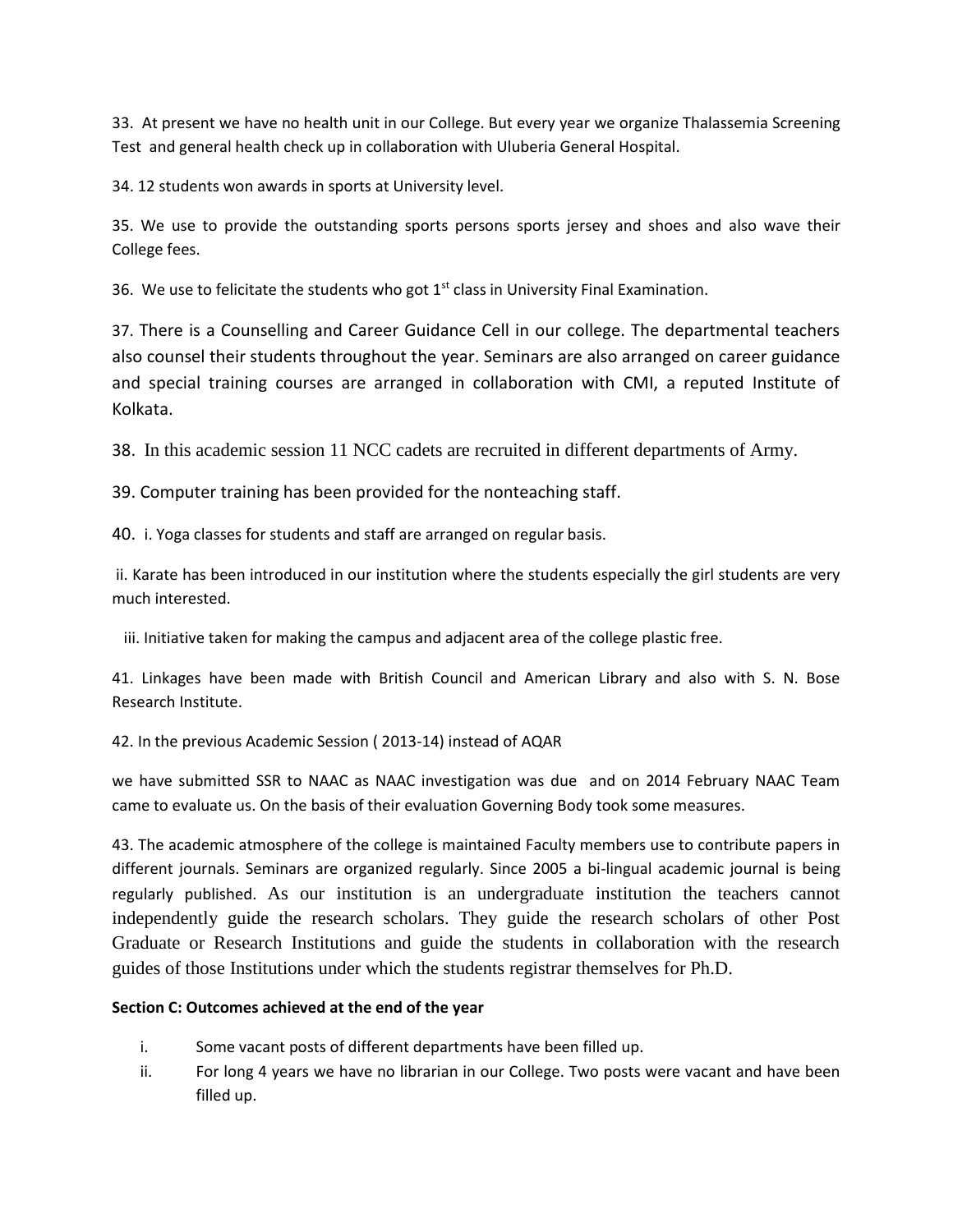33. At present we have no health unit in our College. But every year we organize Thalassemia Screening Test and general health check up in collaboration with Uluberia General Hospital.

34. 12 students won awards in sports at University level.

35. We use to provide the outstanding sports persons sports jersey and shoes and also wave their College fees.

36. We use to felicitate the students who got 1st class in University Final Examination.

37. There is a Counselling and Career Guidance Cell in our college. The departmental teachers also counsel their students throughout the year. Seminars are also arranged on career guidance and special training courses are arranged in collaboration with CMI, a reputed Institute of Kolkata.

38. In this academic session 11 NCC cadets are recruited in different departments of Army.

39. Computer training has been provided for the nonteaching staff.

40. i. Yoga classes for students and staff are arranged on regular basis.

ii. Karate has been introduced in our institution where the students especially the girl students are very much interested.

iii. Initiative taken for making the campus and adjacent area of the college plastic free.

41. Linkages have been made with British Council and American Library and also with S. N. Bose Research Institute.

42. In the previous Academic Session ( 2013-14) instead of AQAR

we have submitted SSR to NAAC as NAAC investigation was due and on 2014 February NAAC Team came to evaluate us. On the basis of their evaluation Governing Body took some measures.

43. The academic atmosphere of the college is maintained Faculty members use to contribute papers in different journals. Seminars are organized regularly. Since 2005 a bi-lingual academic journal is being regularly published. As our institution is an undergraduate institution the teachers cannot independently guide the research scholars. They guide the research scholars of other Post Graduate or Research Institutions and guide the students in collaboration with the research guides of those Institutions under which the students registrar themselves for Ph.D.

**Section C: Outcomes achieved at the end of the year**

i. Some vacant posts of different departments have been filled up.
ii. For long 4 years we have no librarian in our College. Two posts were vacant and have been filled up.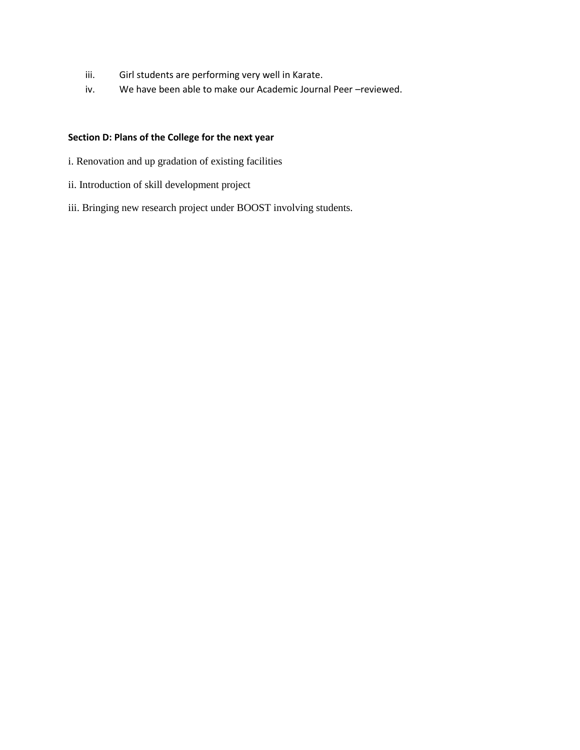iii. Girl students are performing very well in Karate.

iv. We have been able to make our Academic Journal Peer –reviewed.

**Section D: Plans of the College for the next year**

i. Renovation and up gradation of existing facilities

ii. Introduction of skill development project

iii. Bringing new research project under BOOST involving students.